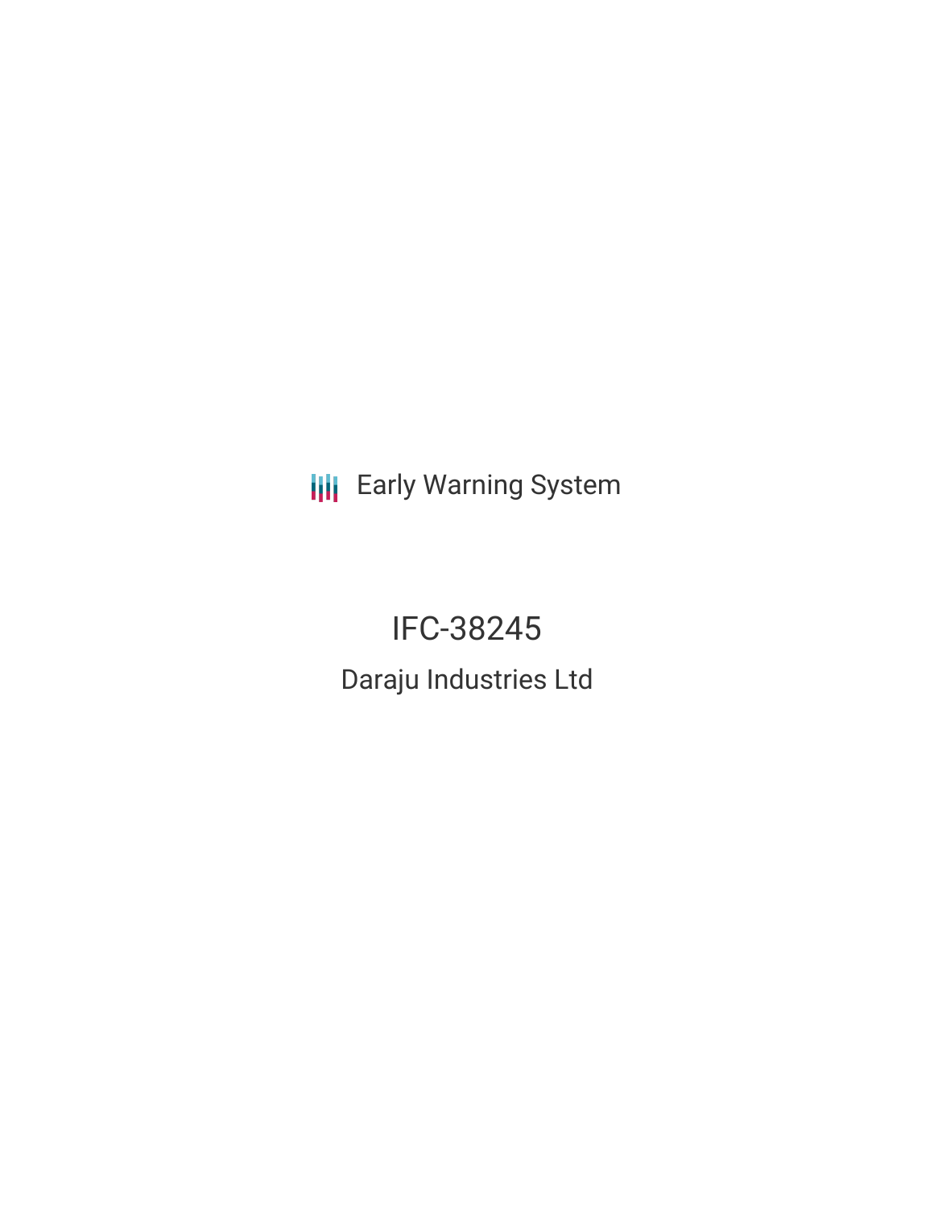Early Warning System

# IFC-38245

## Daraju Industries Ltd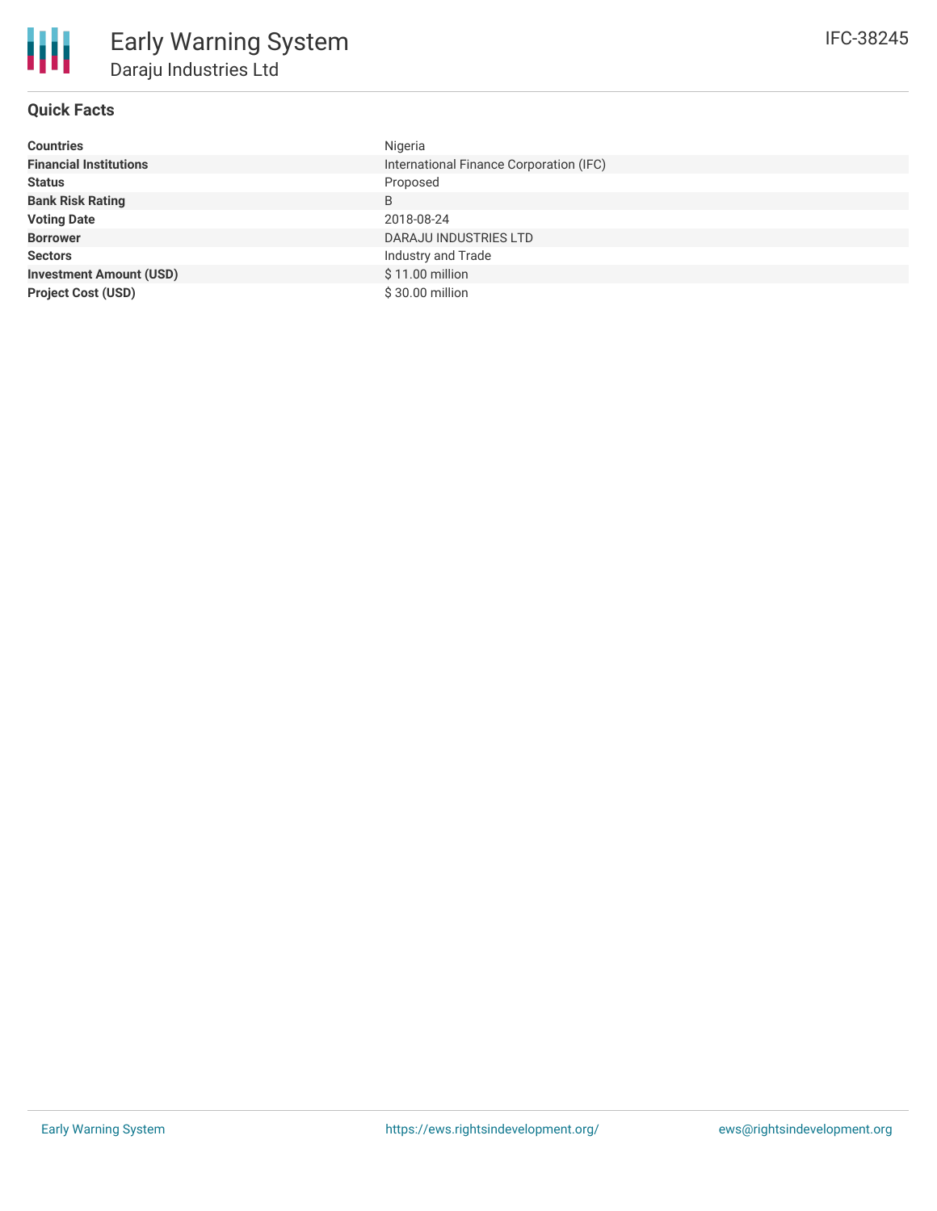# Early Warning System

## Daraju Industries Ltd

IFC-38245

### Quick Facts

| | |
|---|---|
| **Countries** | Nigeria |
| **Financial Institutions** | International Finance Corporation (IFC) |
| **Status** | Proposed |
| **Bank Risk Rating** | B |
| **Voting Date** | 2018-08-24 |
| **Borrower** | DARAJU INDUSTRIES LTD |
| **Sectors** | Industry and Trade |
| **Investment Amount (USD)** | $ 11.00 million |
| **Project Cost (USD)** | $ 30.00 million |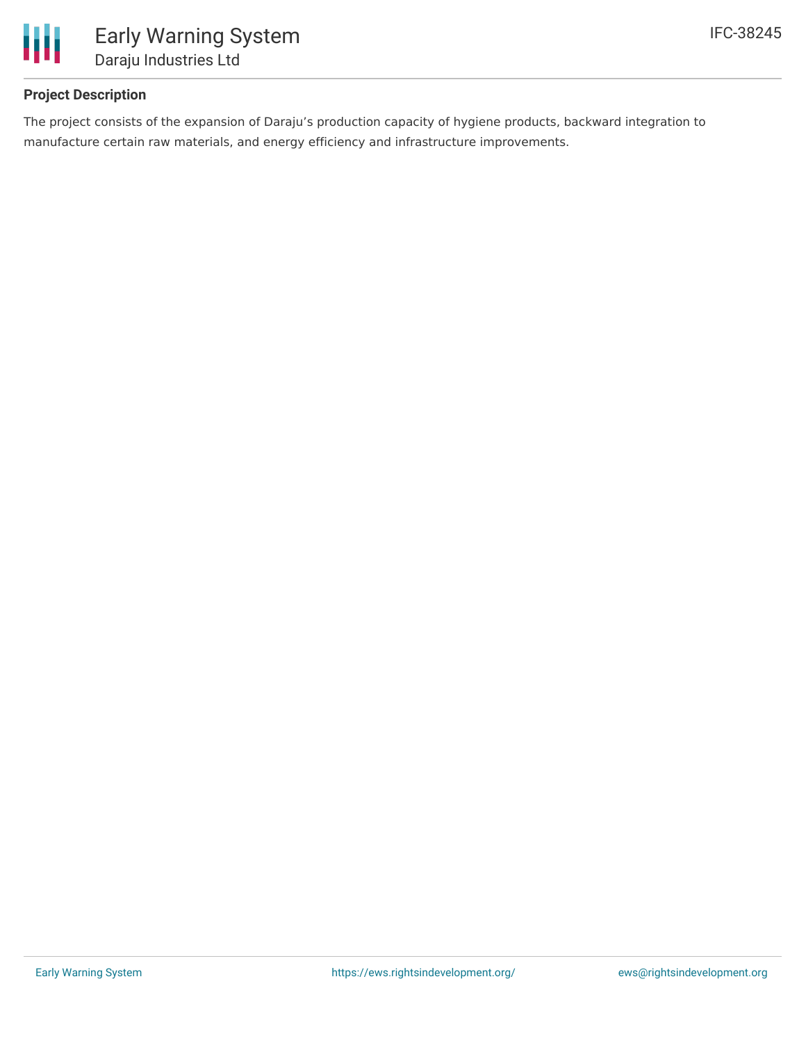## Project Description

The project consists of the expansion of Daraju's production capacity of hygiene products, backward integration to manufacture certain raw materials, and energy efficiency and infrastructure improvements.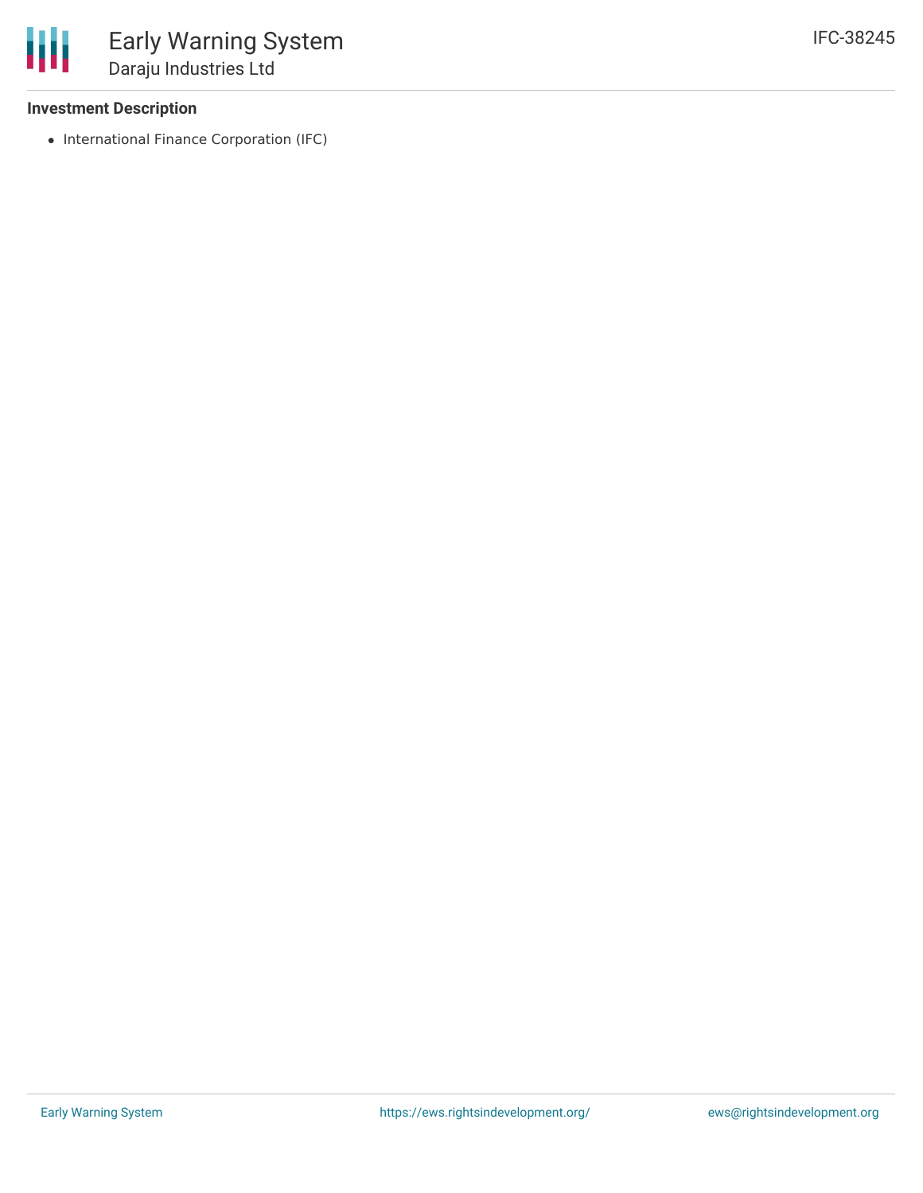### Investment Description

- International Finance Corporation (IFC)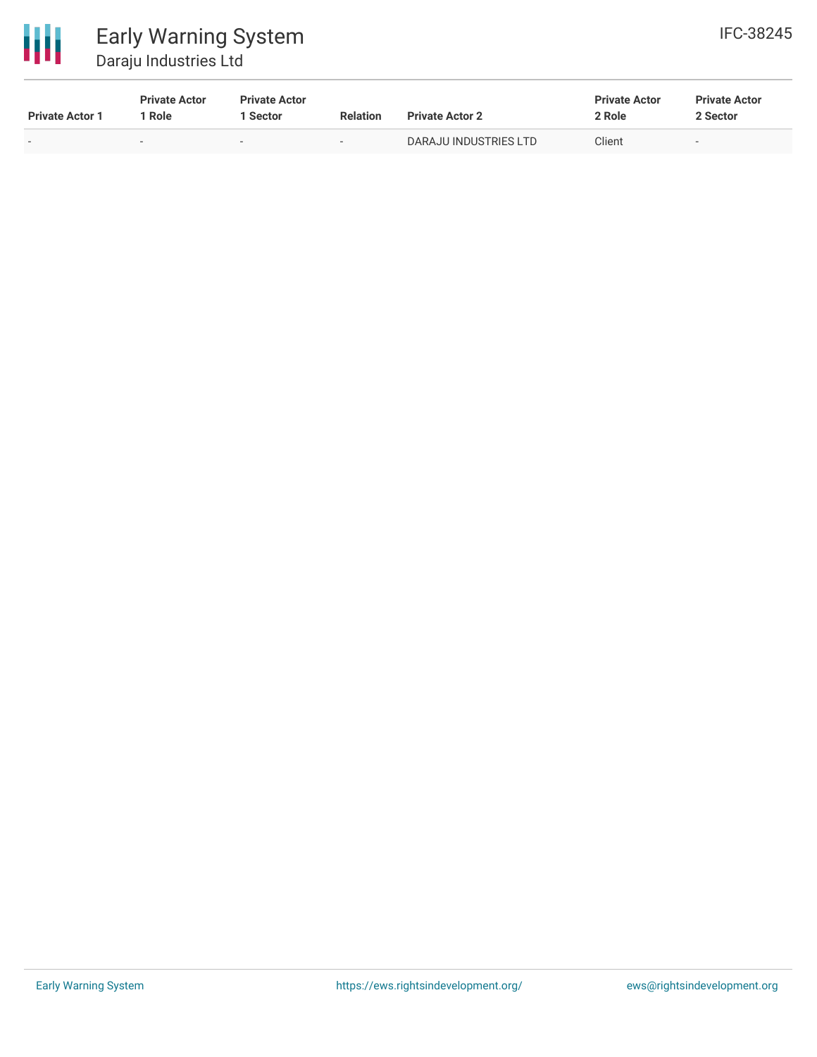| Private Actor 1 | Private Actor 1 Role | Private Actor 1 Sector | Relation | Private Actor 2 | Private Actor 2 Role | Private Actor 2 Sector |
|---|---|---|---|---|---|---|
| - | - | - | - | DARAJU INDUSTRIES LTD | Client | - |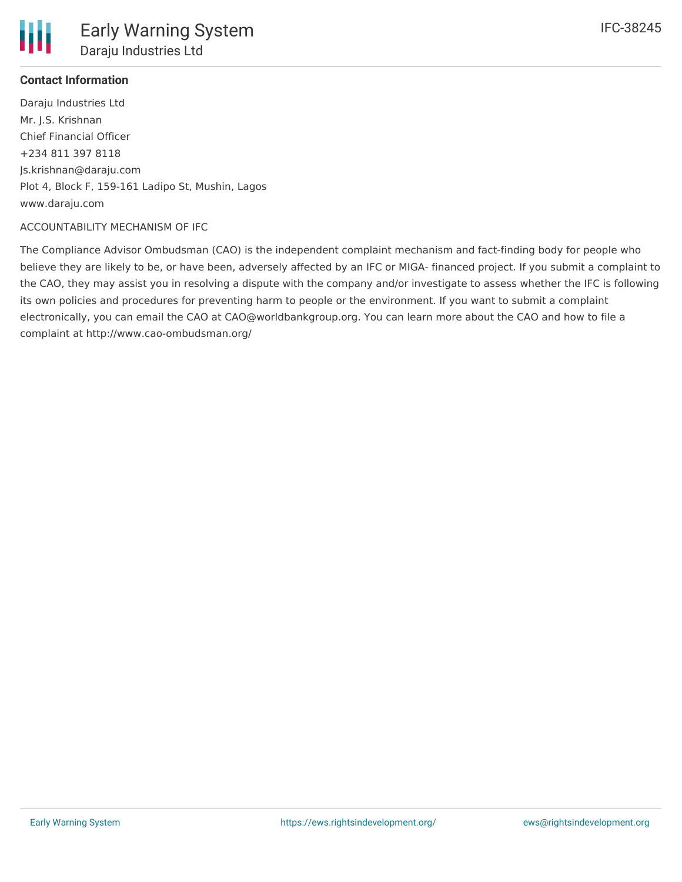**Contact Information**

Daraju Industries Ltd
Mr. J.S. Krishnan
Chief Financial Officer
+234 811 397 8118
Js.krishnan@daraju.com
Plot 4, Block F, 159-161 Ladipo St, Mushin, Lagos
www.daraju.com

ACCOUNTABILITY MECHANISM OF IFC

The Compliance Advisor Ombudsman (CAO) is the independent complaint mechanism and fact-finding body for people who believe they are likely to be, or have been, adversely affected by an IFC or MIGA- financed project. If you submit a complaint to the CAO, they may assist you in resolving a dispute with the company and/or investigate to assess whether the IFC is following its own policies and procedures for preventing harm to people or the environment. If you want to submit a complaint electronically, you can email the CAO at CAO@worldbankgroup.org. You can learn more about the CAO and how to file a complaint at http://www.cao-ombudsman.org/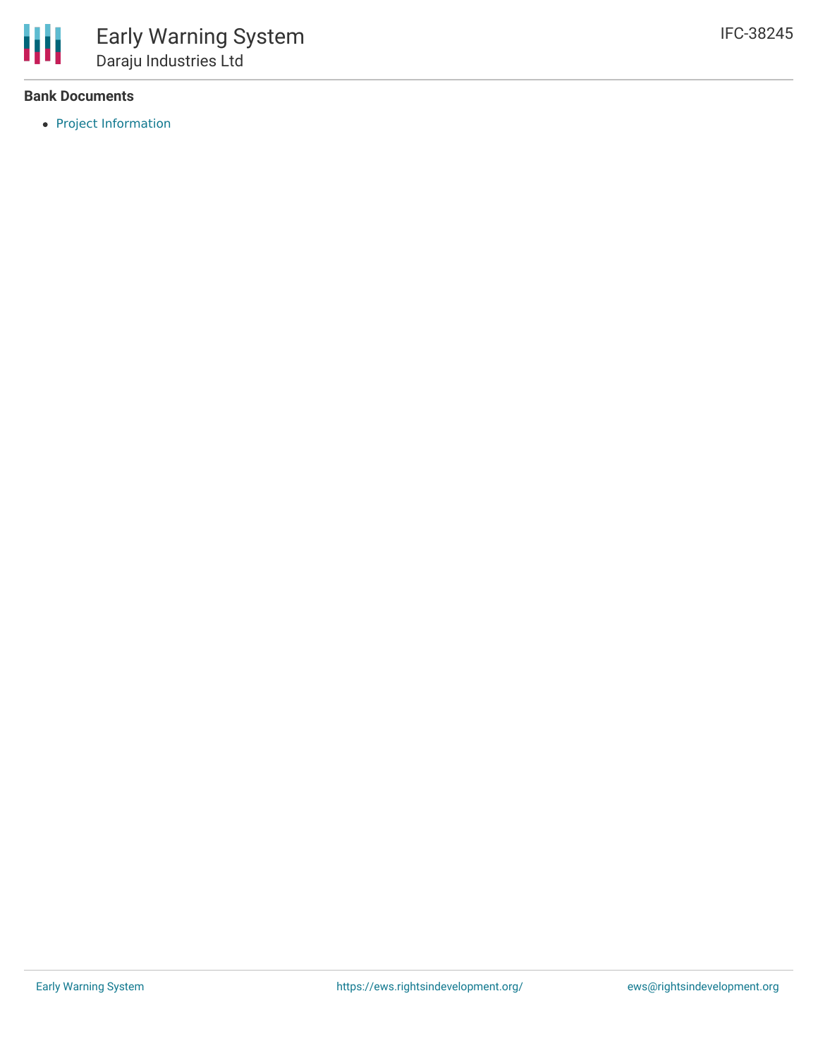**Bank Documents**

- Project Information